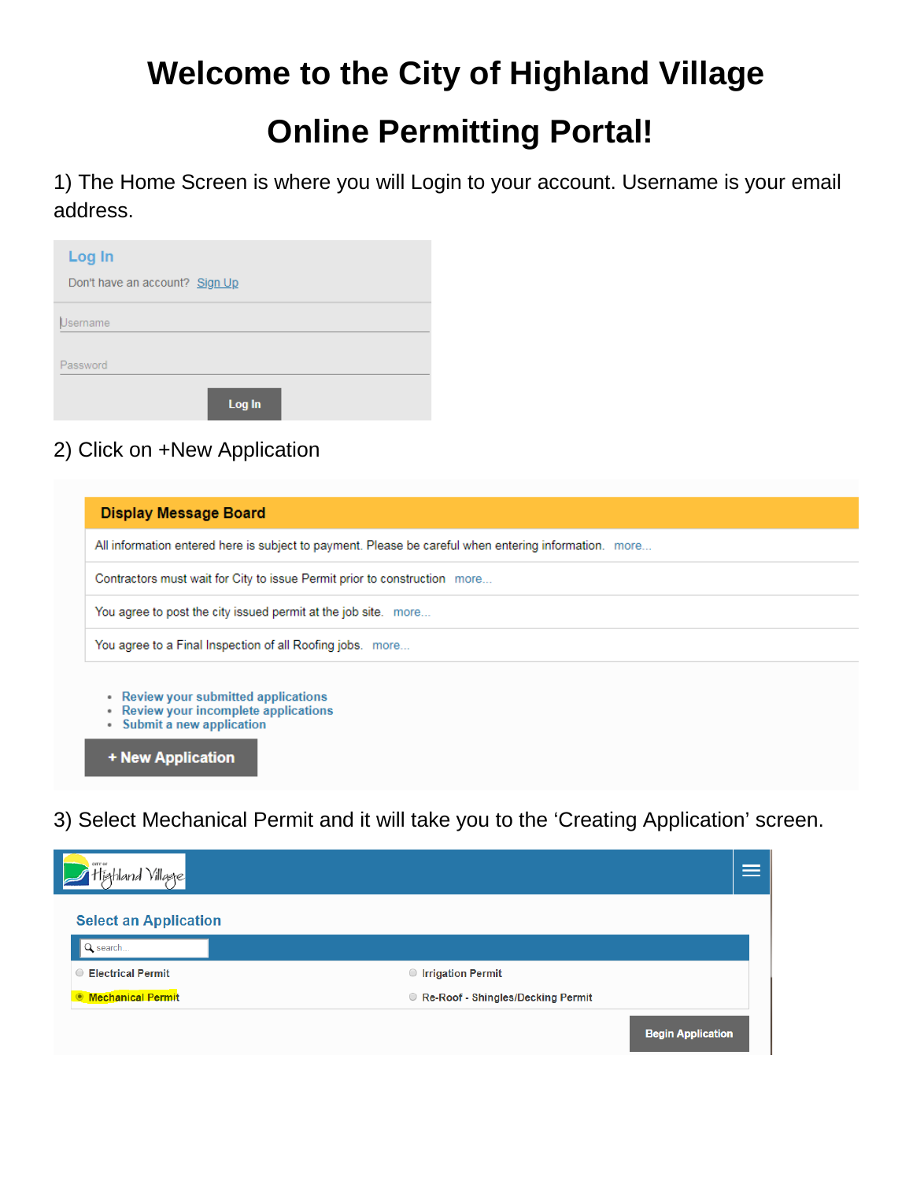# Welcome to the City of Highland Village

# Online Permitting Portal!

1) The Home Screen is where you will Login to your account. Username is your email address.

**Log In**

Don't have an account? Sign Up

Username

Password

Log In

2) Click on +New Application

**Display Message Board**

All information entered here is subject to payment. Please be careful when entering information. more...

Contractors must wait for City to issue Permit prior to construction more...

You agree to post the city issued permit at the job site. more...

You agree to a Final Inspection of all Roofing jobs. more...

- Review your submitted applications
- Review your incomplete applications
- Submit a new application

+ New Application

3) Select Mechanical Permit and it will take you to the 'Creating Application' screen.

**Select an Application**

search...

- Electrical Permit
- Mechanical Permit
- Irrigation Permit
- Re-Roof - Shingles/Decking Permit

Begin Application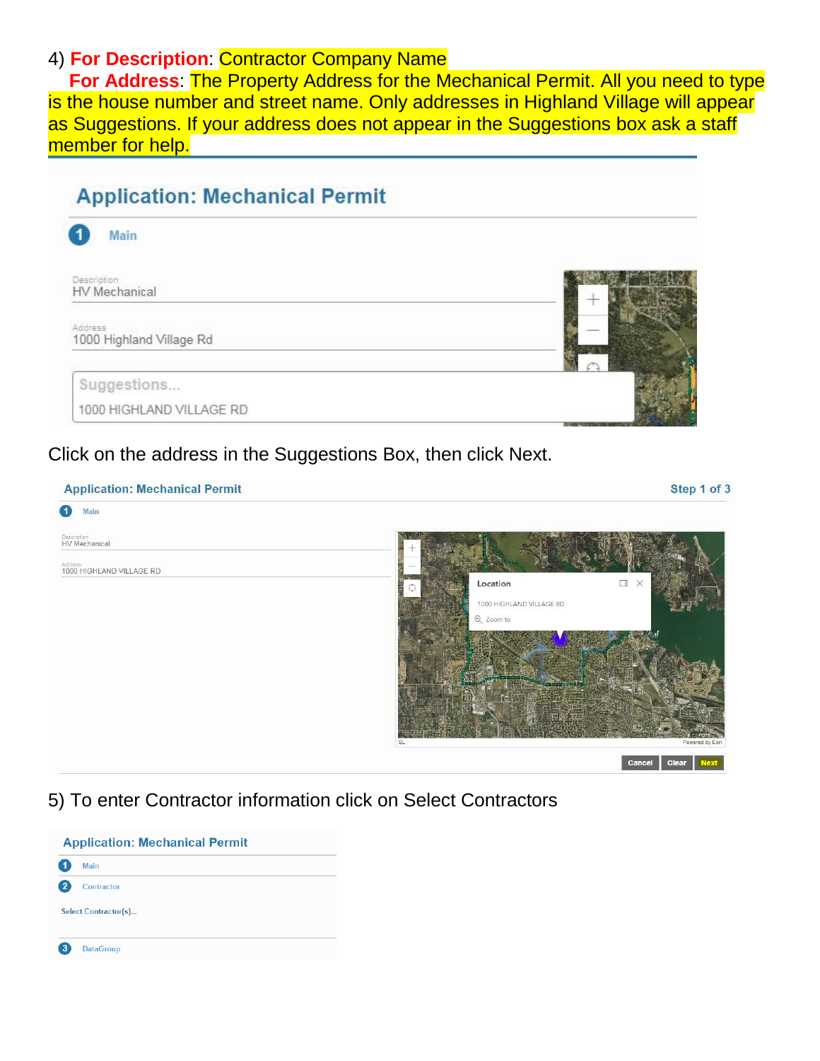4) **For Description**: Contractor Company Name

**For Address**: The Property Address for the Mechanical Permit. All you need to type is the house number and street name. Only addresses in Highland Village will appear as Suggestions. If your address does not appear in the Suggestions box ask a staff member for help.

Click on the address in the Suggestions Box, then click Next.

5) To enter Contractor information click on Select Contractors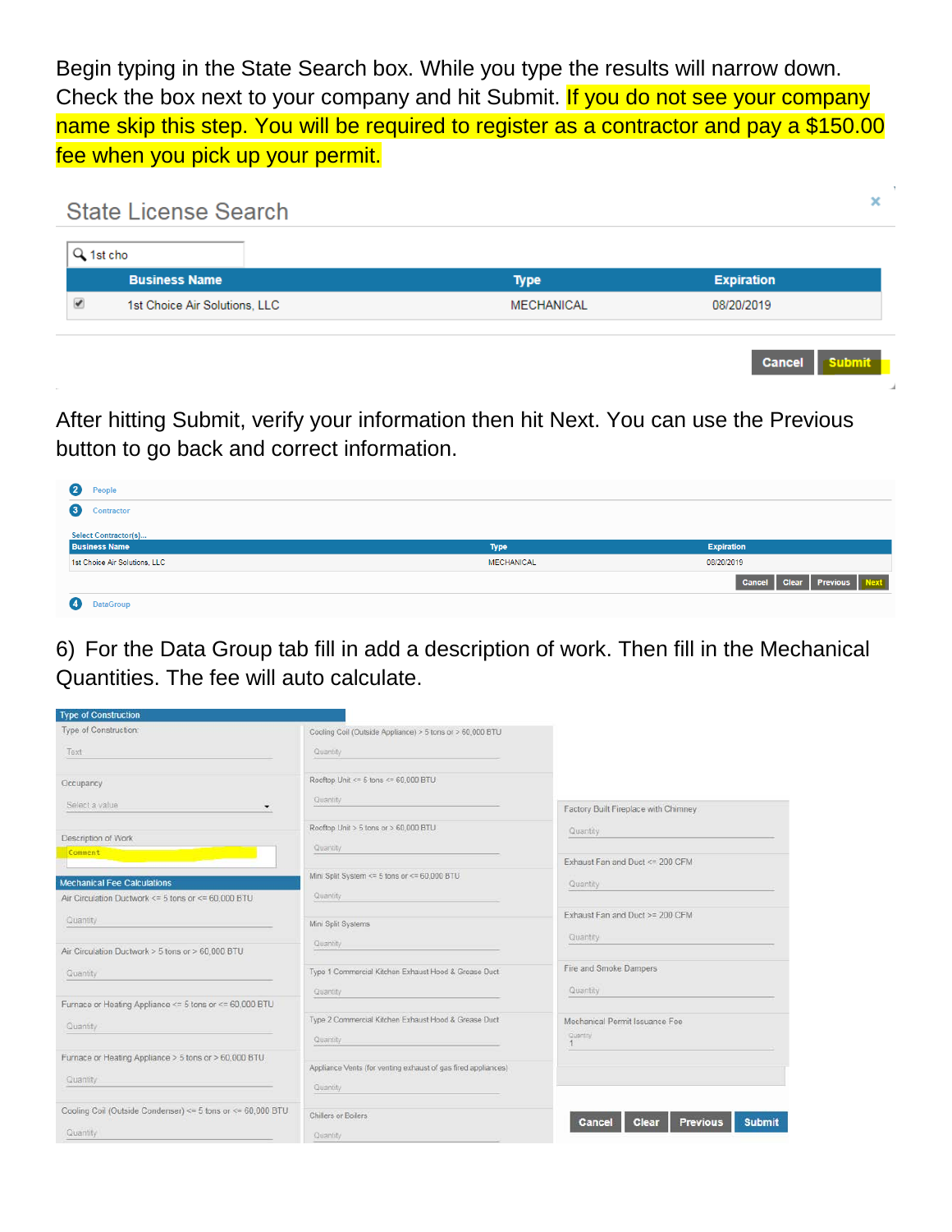Begin typing in the State Search box. While you type the results will narrow down. Check the box next to your company and hit Submit. If you do not see your company name skip this step. You will be required to register as a contractor and pay a $150.00 fee when you pick up your permit.

State License Search

1st cho

| | Business Name | Type | Expiration |
|---|---|---|---|
| ✔ | 1st Choice Air Solutions, LLC | MECHANICAL | 08/20/2019 |

Cancel | Submit

After hitting Submit, verify your information then hit Next. You can use the Previous button to go back and correct information.

2 People

3 Contractor

Select Contractor(s)...

| Business Name | Type | Expiration |
|---|---|---|
| 1st Choice Air Solutions, LLC | MECHANICAL | 08/20/2019 |

Cancel | Clear | Previous | Next

4 DataGroup

6) For the Data Group tab fill in add a description of work. Then fill in the Mechanical Quantities. The fee will auto calculate.

**Type of Construction**

- Type of Construction: Text
- Occupancy: Select a value
- Description of Work: Comment

**Mechanical Fee Calculations**

- Air Circulation Ductwork <= 5 tons or <= 60,000 BTU — Quantity
- Air Circulation Ductwork > 5 tons or > 60,000 BTU — Quantity
- Furnace or Heating Appliance <= 5 tons or <= 60,000 BTU — Quantity
- Furnace or Heating Appliance > 5 tons or > 60,000 BTU — Quantity
- Cooling Coil (Outside Condenser) <= 5 tons or <= 60,000 BTU — Quantity
- Cooling Coil (Outside Appliance) > 5 tons or > 60,000 BTU — Quantity
- Rooftop Unit <= 5 tons <= 60,000 BTU — Quantity
- Rooftop Unit > 5 tons or > 60,000 BTU — Quantity
- Mini Split System <= 5 tons or <= 60,000 BTU — Quantity
- Mini Split Systems — Quantity
- Type 1 Commercial Kitchen Exhaust Hood & Grease Duct — Quantity
- Type 2 Commercial Kitchen Exhaust Hood & Grease Duct — Quantity
- Appliance Vents (for venting exhaust of gas fired appliances) — Quantity
- Chillers or Boilers — Quantity
- Factory Built Fireplace with Chimney — Quantity
- Exhaust Fan and Duct <= 200 CFM — Quantity
- Exhaust Fan and Duct >= 200 CFM — Quantity
- Fire and Smoke Dampers — Quantity
- Mechanical Permit Issuance Fee — Quantity 1

Cancel | Clear | Previous | Submit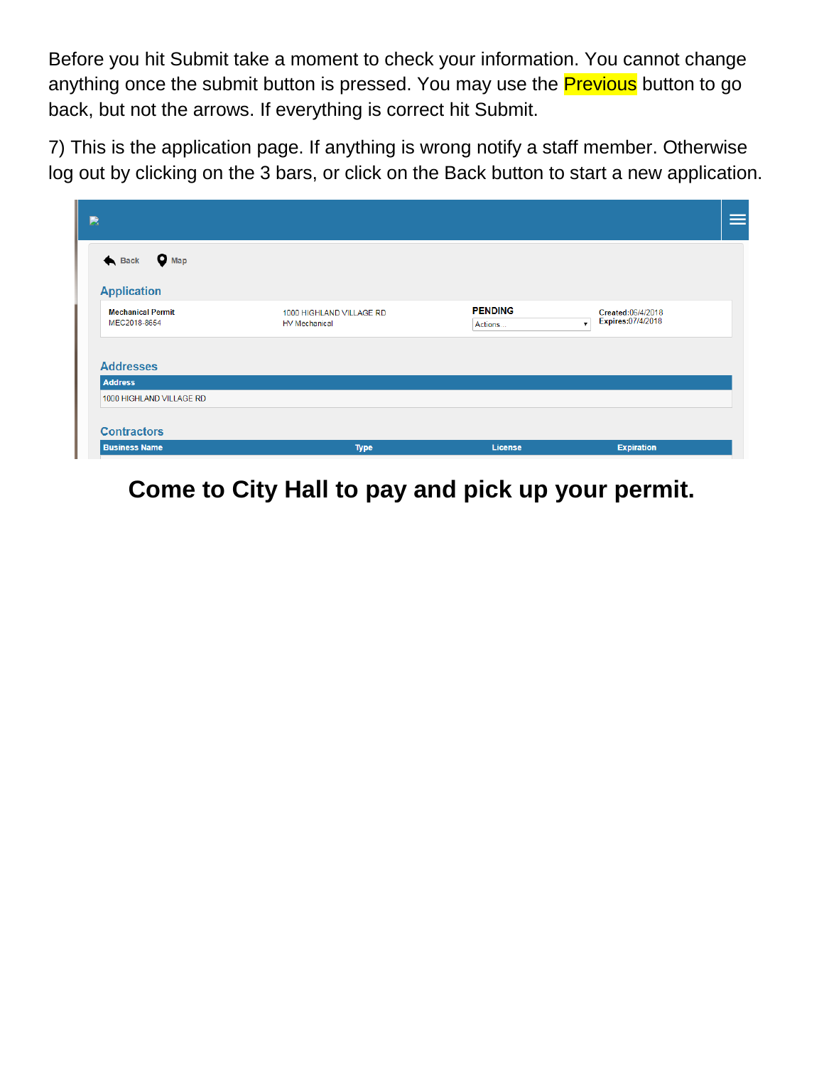Before you hit Submit take a moment to check your information. You cannot change anything once the submit button is pressed. You may use the Previous button to go back, but not the arrows. If everything is correct hit Submit.

7) This is the application page. If anything is wrong notify a staff member. Otherwise log out by clicking on the 3 bars, or click on the Back button to start a new application.

Back Map

Application

Mechanical Permit
MEC2018-8654

1000 HIGHLAND VILLAGE RD
HV Mechanical

PENDING
Actions...

Created:06/4/2018
Expires:07/4/2018

Addresses

| Address |
| --- |
| 1000 HIGHLAND VILLAGE RD |

Contractors

| Business Name | Type | License | Expiration |
| --- | --- | --- | --- |

**Come to City Hall to pay and pick up your permit.**